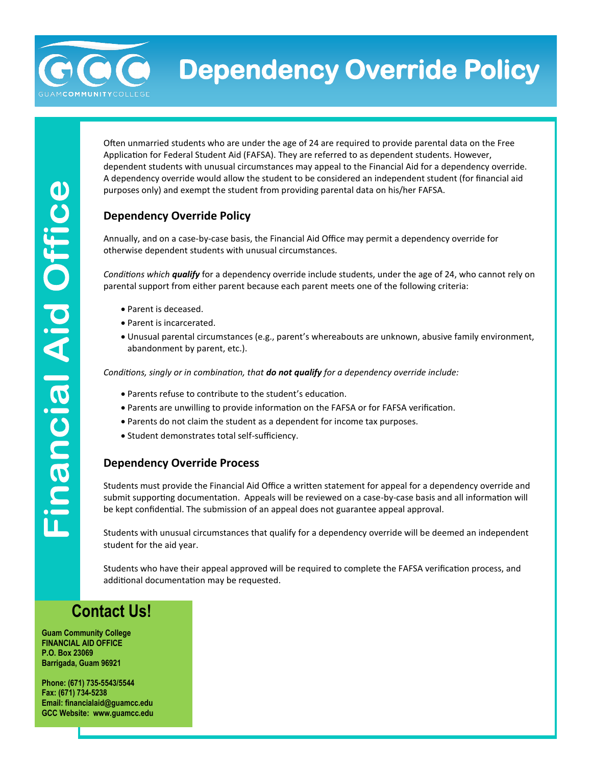GUAM COMMUNITY COLLEGE

# Dependency Override Policy

Financial Aid Office

Often unmarried students who are under the age of 24 are required to provide parental data on the Free Application for Federal Student Aid (FAFSA). They are referred to as dependent students. However, dependent students with unusual circumstances may appeal to the Financial Aid for a dependency override. A dependency override would allow the student to be considered an independent student (for financial aid purposes only) and exempt the student from providing parental data on his/her FAFSA.

## Dependency Override Policy

Annually, and on a case-by-case basis, the Financial Aid Office may permit a dependency override for otherwise dependent students with unusual circumstances.

*Conditions which **qualify*** for a dependency override include students, under the age of 24, who cannot rely on parental support from either parent because each parent meets one of the following criteria:

- Parent is deceased.
- Parent is incarcerated.
- Unusual parental circumstances (e.g., parent's whereabouts are unknown, abusive family environment, abandonment by parent, etc.).

*Conditions, singly or in combination, that **do not qualify** for a dependency override include:*

- Parents refuse to contribute to the student's education.
- Parents are unwilling to provide information on the FAFSA or for FAFSA verification.
- Parents do not claim the student as a dependent for income tax purposes.
- Student demonstrates total self-sufficiency.

## Dependency Override Process

Students must provide the Financial Aid Office a written statement for appeal for a dependency override and submit supporting documentation. Appeals will be reviewed on a case-by-case basis and all information will be kept confidential. The submission of an appeal does not guarantee appeal approval.

Students with unusual circumstances that qualify for a dependency override will be deemed an independent student for the aid year.

Students who have their appeal approved will be required to complete the FAFSA verification process, and additional documentation may be requested.

## Contact Us!

**Guam Community College**
**FINANCIAL AID OFFICE**
**P.O. Box 23069**
**Barrigada, Guam 96921**

**Phone: (671) 735-5543/5544**
**Fax: (671) 734-5238**
**Email: financialaid@guamcc.edu**
**GCC Website: www.guamcc.edu**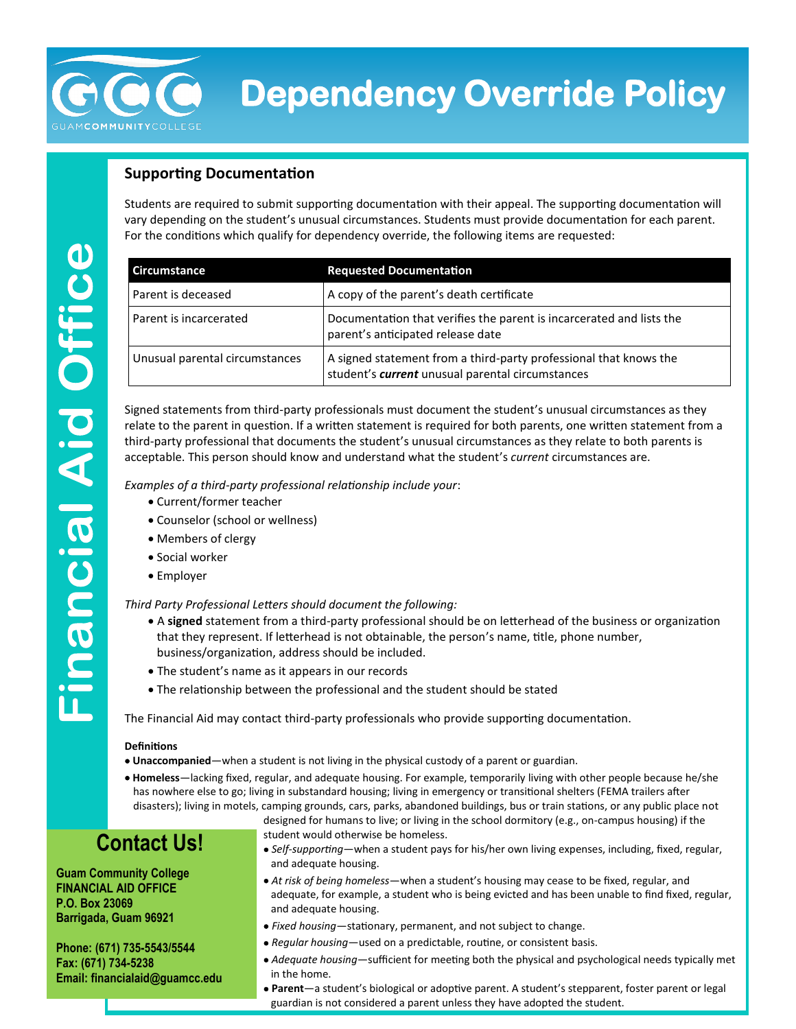# Dependency Override Policy

Financial Aid Office

## Supporting Documentation

Students are required to submit supporting documentation with their appeal. The supporting documentation will vary depending on the student's unusual circumstances. Students must provide documentation for each parent. For the conditions which qualify for dependency override, the following items are requested:

| Circumstance | Requested Documentation |
|---|---|
| Parent is deceased | A copy of the parent's death certificate |
| Parent is incarcerated | Documentation that verifies the parent is incarcerated and lists the parent's anticipated release date |
| Unusual parental circumstances | A signed statement from a third-party professional that knows the student's ***current*** unusual parental circumstances |

Signed statements from third-party professionals must document the student's unusual circumstances as they relate to the parent in question. If a written statement is required for both parents, one written statement from a third-party professional that documents the student's unusual circumstances as they relate to both parents is acceptable. This person should know and understand what the student's *current* circumstances are.

*Examples of a third-party professional relationship include your*:

- Current/former teacher
- Counselor (school or wellness)
- Members of clergy
- Social worker
- Employer

*Third Party Professional Letters should document the following:*

- A **signed** statement from a third-party professional should be on letterhead of the business or organization that they represent. If letterhead is not obtainable, the person's name, title, phone number, business/organization, address should be included.
- The student's name as it appears in our records
- The relationship between the professional and the student should be stated

The Financial Aid may contact third-party professionals who provide supporting documentation.

**Definitions**

- **Unaccompanied**—when a student is not living in the physical custody of a parent or guardian.
- **Homeless**—lacking fixed, regular, and adequate housing. For example, temporarily living with other people because he/she has nowhere else to go; living in substandard housing; living in emergency or transitional shelters (FEMA trailers after disasters); living in motels, camping grounds, cars, parks, abandoned buildings, bus or train stations, or any public place not designed for humans to live; or living in the school dormitory (e.g., on-campus housing) if the student would otherwise be homeless.
- *Self-supporting*—when a student pays for his/her own living expenses, including, fixed, regular, and adequate housing.
- *At risk of being homeless*—when a student's housing may cease to be fixed, regular, and adequate, for example, a student who is being evicted and has been unable to find fixed, regular, and adequate housing.
- *Fixed housing*—stationary, permanent, and not subject to change.
- *Regular housing*—used on a predictable, routine, or consistent basis.
- *Adequate housing*—sufficient for meeting both the physical and psychological needs typically met in the home.
- **Parent**—a student's biological or adoptive parent. A student's stepparent, foster parent or legal guardian is not considered a parent unless they have adopted the student.

## Contact Us!

**Guam Community College**
**FINANCIAL AID OFFICE**
**P.O. Box 23069**
**Barrigada, Guam 96921**

**Phone: (671) 735-5543/5544**
**Fax: (671) 734-5238**
**Email: financialaid@guamcc.edu**